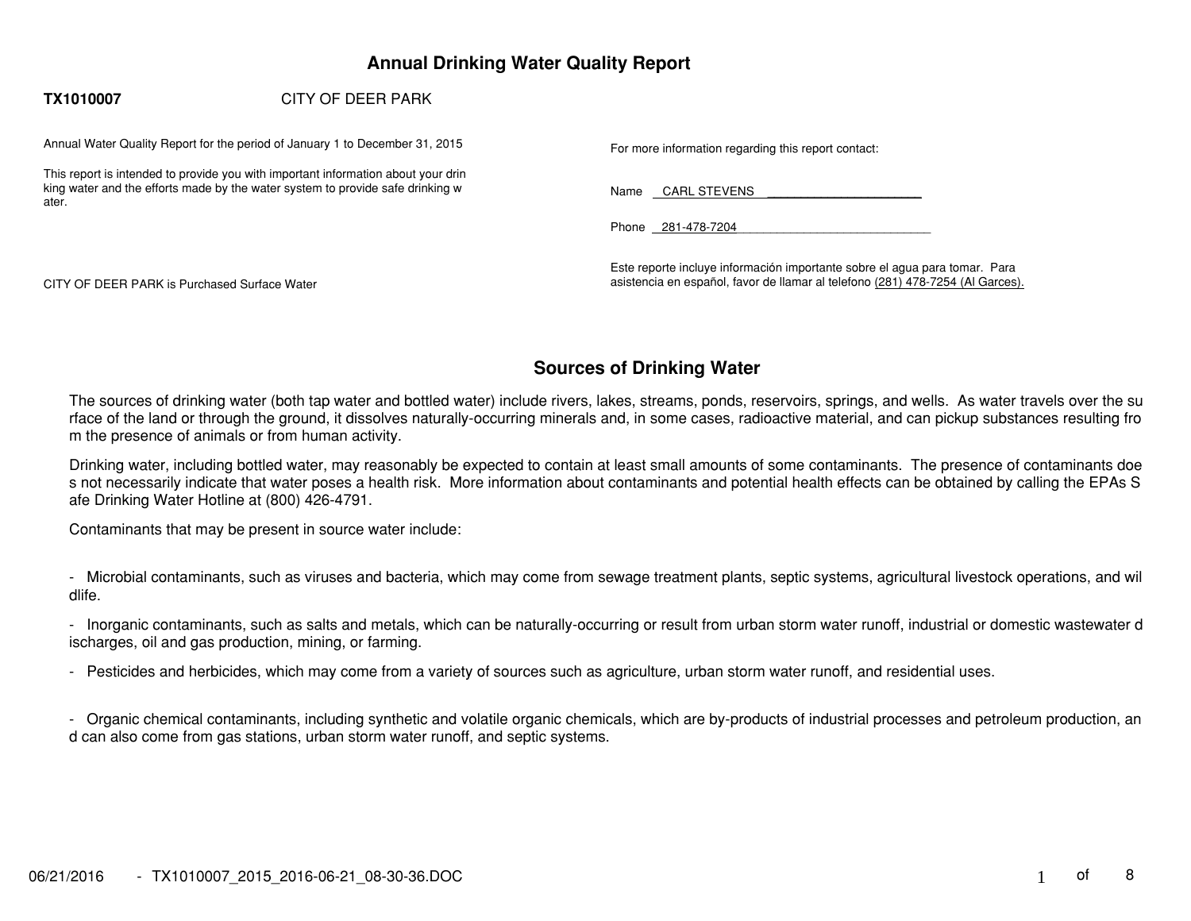# Annual Drinking Water Quality Report

**TX1010007** CITY OF DEER PARK

Annual Water Quality Report for the period of January 1 to December 31, 2015

This report is intended to provide you with important information about your drinking water and the efforts made by the water system to provide safe drinking water.

CITY OF DEER PARK is Purchased Surface Water

For more information regarding this report contact:

Name CARL STEVENS

Phone 281-478-7204

Este reporte incluye información importante sobre el agua para tomar. Para asistencia en español, favor de llamar al telefono (281) 478-7254 (Al Garces).

## Sources of Drinking Water

The sources of drinking water (both tap water and bottled water) include rivers, lakes, streams, ponds, reservoirs, springs, and wells. As water travels over the surface of the land or through the ground, it dissolves naturally-occurring minerals and, in some cases, radioactive material, and can pickup substances resulting from the presence of animals or from human activity.

Drinking water, including bottled water, may reasonably be expected to contain at least small amounts of some contaminants. The presence of contaminants does not necessarily indicate that water poses a health risk. More information about contaminants and potential health effects can be obtained by calling the EPAs Safe Drinking Water Hotline at (800) 426-4791.

Contaminants that may be present in source water include:

- Microbial contaminants, such as viruses and bacteria, which may come from sewage treatment plants, septic systems, agricultural livestock operations, and wildlife.
- Inorganic contaminants, such as salts and metals, which can be naturally-occurring or result from urban storm water runoff, industrial or domestic wastewater discharges, oil and gas production, mining, or farming.
- Pesticides and herbicides, which may come from a variety of sources such as agriculture, urban storm water runoff, and residential uses.
- Organic chemical contaminants, including synthetic and volatile organic chemicals, which are by-products of industrial processes and petroleum production, and can also come from gas stations, urban storm water runoff, and septic systems.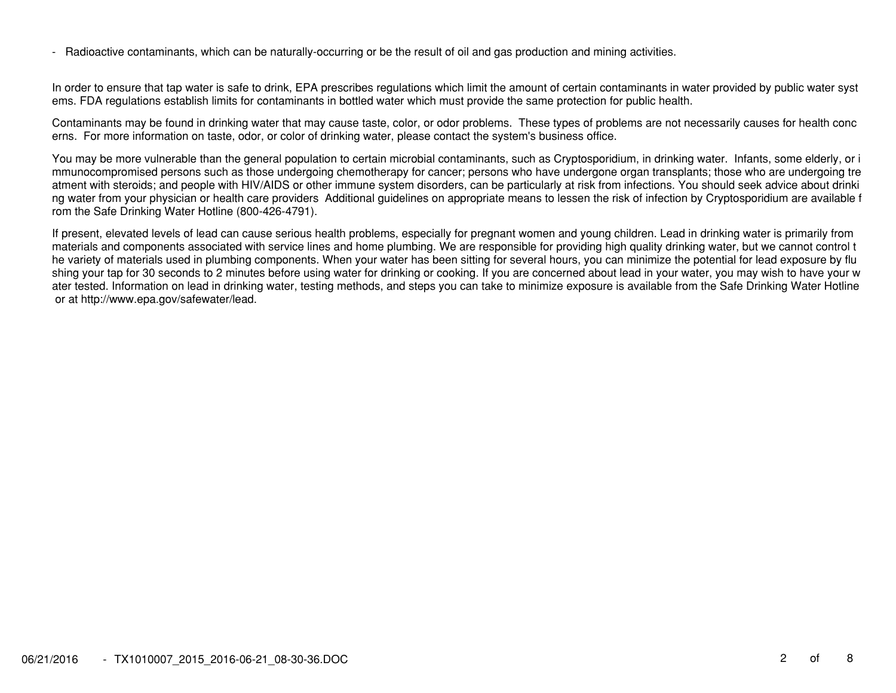- Radioactive contaminants, which can be naturally-occurring or be the result of oil and gas production and mining activities.

In order to ensure that tap water is safe to drink, EPA prescribes regulations which limit the amount of certain contaminants in water provided by public water systems. FDA regulations establish limits for contaminants in bottled water which must provide the same protection for public health.

Contaminants may be found in drinking water that may cause taste, color, or odor problems. These types of problems are not necessarily causes for health concerns. For more information on taste, odor, or color of drinking water, please contact the system's business office.

You may be more vulnerable than the general population to certain microbial contaminants, such as Cryptosporidium, in drinking water. Infants, some elderly, or immunocompromised persons such as those undergoing chemotherapy for cancer; persons who have undergone organ transplants; those who are undergoing treatment with steroids; and people with HIV/AIDS or other immune system disorders, can be particularly at risk from infections. You should seek advice about drinking water from your physician or health care providers Additional guidelines on appropriate means to lessen the risk of infection by Cryptosporidium are available from the Safe Drinking Water Hotline (800-426-4791).

If present, elevated levels of lead can cause serious health problems, especially for pregnant women and young children. Lead in drinking water is primarily from materials and components associated with service lines and home plumbing. We are responsible for providing high quality drinking water, but we cannot control the variety of materials used in plumbing components. When your water has been sitting for several hours, you can minimize the potential for lead exposure by flushing your tap for 30 seconds to 2 minutes before using water for drinking or cooking. If you are concerned about lead in your water, you may wish to have your water tested. Information on lead in drinking water, testing methods, and steps you can take to minimize exposure is available from the Safe Drinking Water Hotline or at http://www.epa.gov/safewater/lead.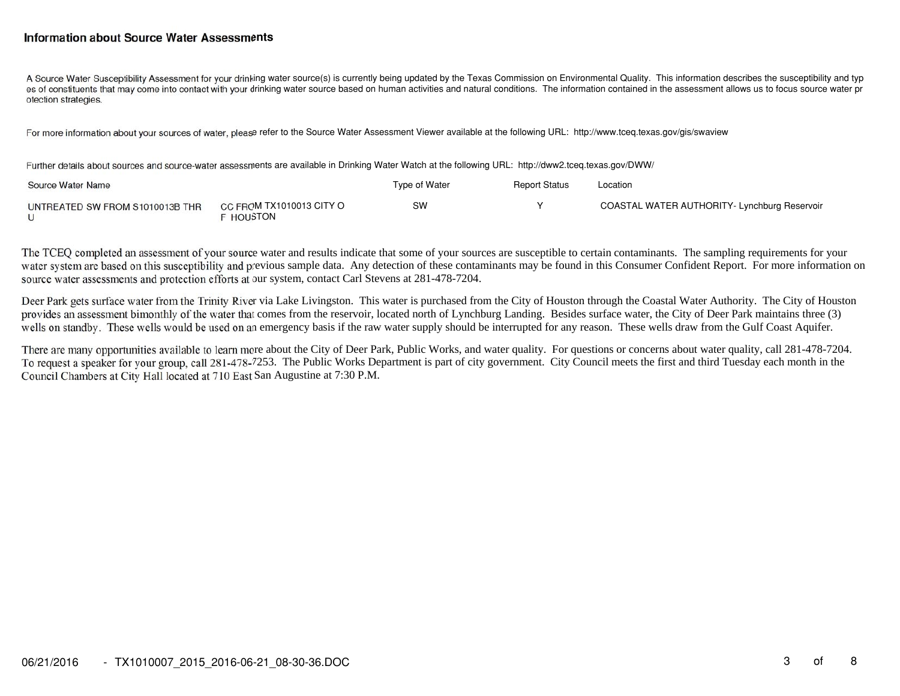## Information about Source Water Assessments

A Source Water Susceptibility Assessment for your drinking water source(s) is currently being updated by the Texas Commission on Environmental Quality. This information describes the susceptibility and types of constituents that may come into contact with your drinking water source based on human activities and natural conditions. The information contained in the assessment allows us to focus source water protection strategies.

For more information about your sources of water, please refer to the Source Water Assessment Viewer available at the following URL: http://www.tceq.texas.gov/gis/swaview

Further details about sources and source-water assessments are available in Drinking Water Watch at the following URL: http://dww2.tceq.texas.gov/DWW/

| Source Water Name | | Type of Water | Report Status | Location |
|---|---|---|---|---|
| UNTREATED SW FROM S1010013B THRU | CC FROM TX1010013 CITY OF HOUSTON | SW | Y | COASTAL WATER AUTHORITY- Lynchburg Reservoir |

The TCEQ completed an assessment of your source water and results indicate that some of your sources are susceptible to certain contaminants. The sampling requirements for your water system are based on this susceptibility and previous sample data. Any detection of these contaminants may be found in this Consumer Confident Report. For more information on source water assessments and protection efforts at our system, contact Carl Stevens at 281-478-7204.

Deer Park gets surface water from the Trinity River via Lake Livingston. This water is purchased from the City of Houston through the Coastal Water Authority. The City of Houston provides an assessment bimonthly of the water that comes from the reservoir, located north of Lynchburg Landing. Besides surface water, the City of Deer Park maintains three (3) wells on standby. These wells would be used on an emergency basis if the raw water supply should be interrupted for any reason. These wells draw from the Gulf Coast Aquifer.

There are many opportunities available to learn more about the City of Deer Park, Public Works, and water quality. For questions or concerns about water quality, call 281-478-7204. To request a speaker for your group, call 281-478-7253. The Public Works Department is part of city government. City Council meets the first and third Tuesday each month in the Council Chambers at City Hall located at 710 East San Augustine at 7:30 P.M.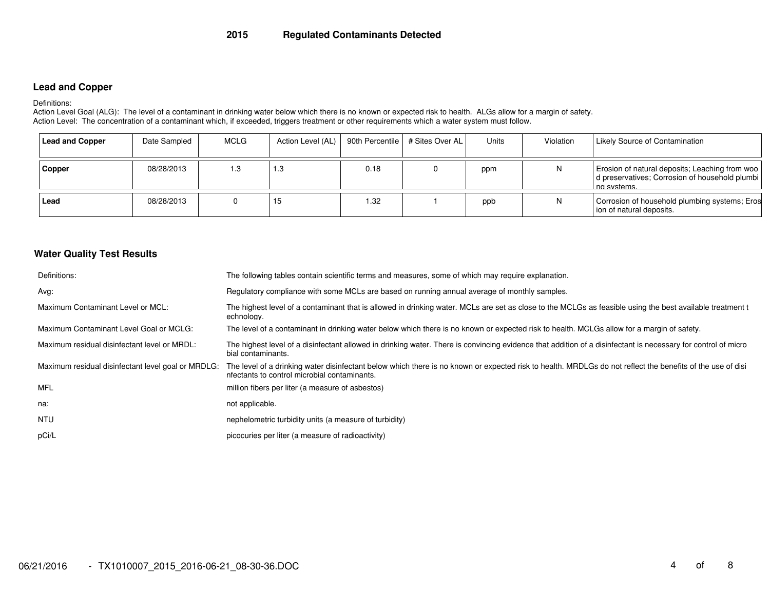# 2015 Regulated Contaminants Detected

## Lead and Copper

Definitions:
Action Level Goal (ALG): The level of a contaminant in drinking water below which there is no known or expected risk to health. ALGs allow for a margin of safety.
Action Level: The concentration of a contaminant which, if exceeded, triggers treatment or other requirements which a water system must follow.

| Lead and Copper | Date Sampled | MCLG | Action Level (AL) | 90th Percentile | # Sites Over AL | Units | Violation | Likely Source of Contamination |
|---|---|---|---|---|---|---|---|---|
| **Copper** | 08/28/2013 | 1.3 | 1.3 | 0.18 | 0 | ppm | N | Erosion of natural deposits; Leaching from wood preservatives; Corrosion of household plumbing systems. |
| **Lead** | 08/28/2013 | 0 | 15 | 1.32 | 1 | ppb | N | Corrosion of household plumbing systems; Erosion of natural deposits. |

## Water Quality Test Results

| | |
|---|---|
| Definitions: | The following tables contain scientific terms and measures, some of which may require explanation. |
| Avg: | Regulatory compliance with some MCLs are based on running annual average of monthly samples. |
| Maximum Contaminant Level or MCL: | The highest level of a contaminant that is allowed in drinking water. MCLs are set as close to the MCLGs as feasible using the best available treatment technology. |
| Maximum Contaminant Level Goal or MCLG: | The level of a contaminant in drinking water below which there is no known or expected risk to health. MCLGs allow for a margin of safety. |
| Maximum residual disinfectant level or MRDL: | The highest level of a disinfectant allowed in drinking water. There is convincing evidence that addition of a disinfectant is necessary for control of microbial contaminants. |
| Maximum residual disinfectant level goal or MRDLG: | The level of a drinking water disinfectant below which there is no known or expected risk to health. MRDLGs do not reflect the benefits of the use of disinfectants to control microbial contaminants. |
| MFL | million fibers per liter (a measure of asbestos) |
| na: | not applicable. |
| NTU | nephelometric turbidity units (a measure of turbidity) |
| pCi/L | picocuries per liter (a measure of radioactivity) |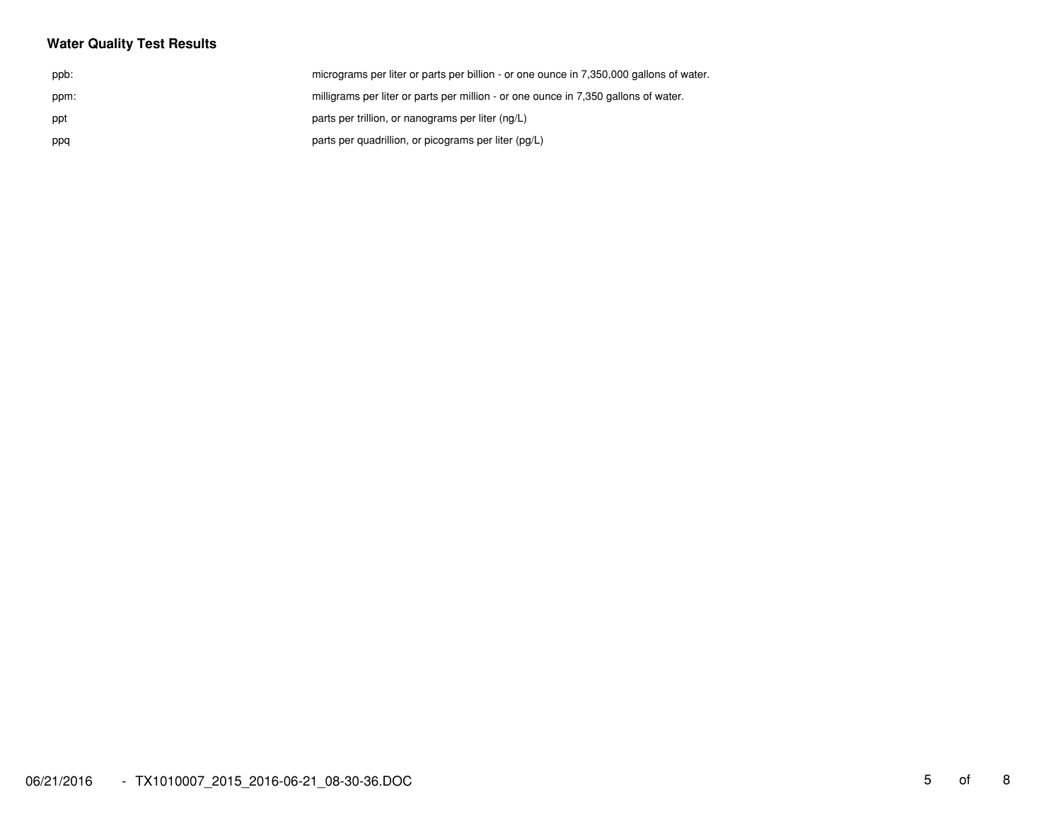**Water Quality Test Results**

| | |
|---|---|
| ppb: | micrograms per liter or parts per billion - or one ounce in 7,350,000 gallons of water. |
| ppm: | milligrams per liter or parts per million - or one ounce in 7,350 gallons of water. |
| ppt | parts per trillion, or nanograms per liter (ng/L) |
| ppq | parts per quadrillion, or picograms per liter (pg/L) |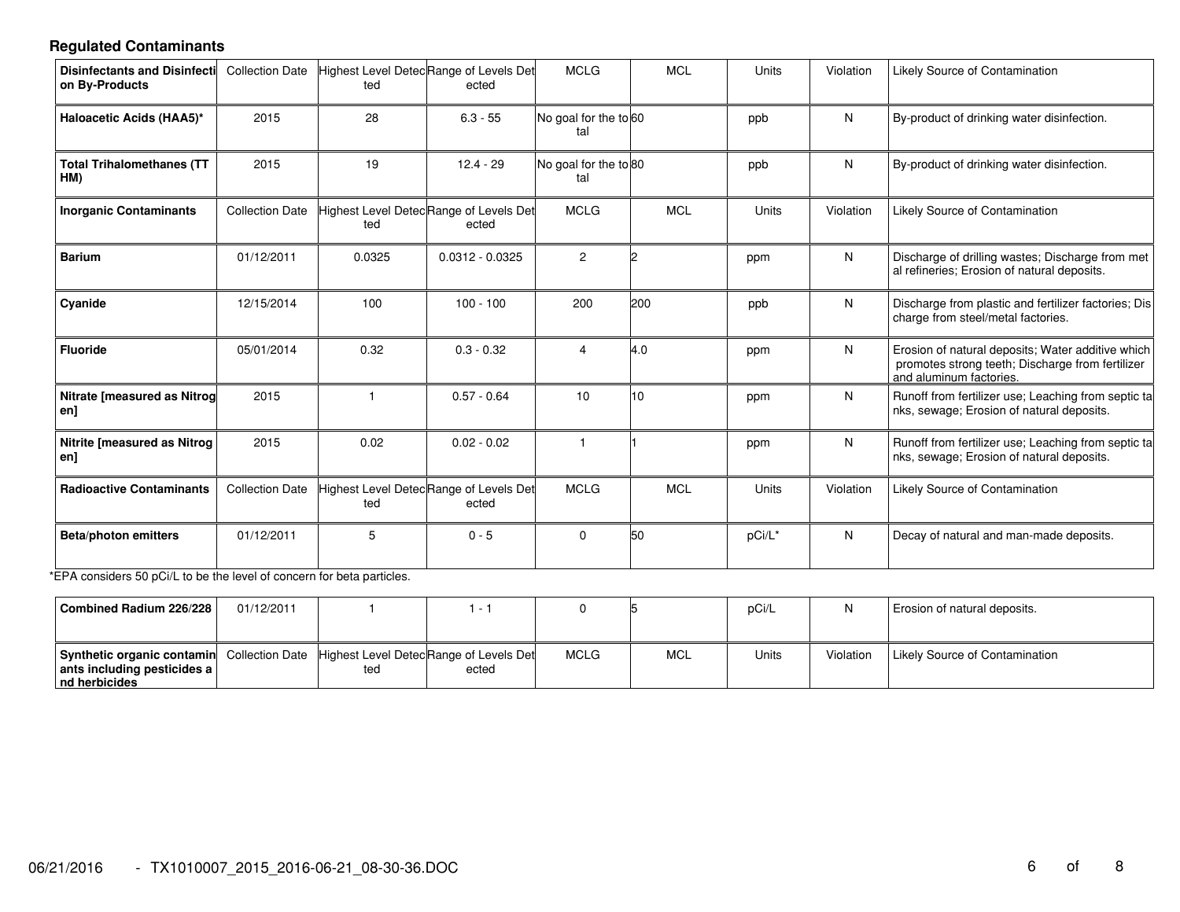### Regulated Contaminants

| Disinfectants and Disinfection By-Products | Collection Date | Highest Level Detected | Range of Levels Detected | MCLG | MCL | Units | Violation | Likely Source of Contamination |
|---|---|---|---|---|---|---|---|---|
| Haloacetic Acids (HAA5)* | 2015 | 28 | 6.3 - 55 | No goal for the total | 60 | ppb | N | By-product of drinking water disinfection. |
| Total Trihalomethanes (TTHM) | 2015 | 19 | 12.4 - 29 | No goal for the total | 80 | ppb | N | By-product of drinking water disinfection. |

| Inorganic Contaminants | Collection Date | Highest Level Detected | Range of Levels Detected | MCLG | MCL | Units | Violation | Likely Source of Contamination |
|---|---|---|---|---|---|---|---|---|
| Barium | 01/12/2011 | 0.0325 | 0.0312 - 0.0325 | 2 | 2 | ppm | N | Discharge of drilling wastes; Discharge from metal refineries; Erosion of natural deposits. |
| Cyanide | 12/15/2014 | 100 | 100 - 100 | 200 | 200 | ppb | N | Discharge from plastic and fertilizer factories; Discharge from steel/metal factories. |
| Fluoride | 05/01/2014 | 0.32 | 0.3 - 0.32 | 4 | 4.0 | ppm | N | Erosion of natural deposits; Water additive which promotes strong teeth; Discharge from fertilizer and aluminum factories. |
| Nitrate [measured as Nitrogen] | 2015 | 1 | 0.57 - 0.64 | 10 | 10 | ppm | N | Runoff from fertilizer use; Leaching from septic tanks, sewage; Erosion of natural deposits. |
| Nitrite [measured as Nitrogen] | 2015 | 0.02 | 0.02 - 0.02 | 1 | 1 | ppm | N | Runoff from fertilizer use; Leaching from septic tanks, sewage; Erosion of natural deposits. |

| Radioactive Contaminants | Collection Date | Highest Level Detected | Range of Levels Detected | MCLG | MCL | Units | Violation | Likely Source of Contamination |
|---|---|---|---|---|---|---|---|---|
| Beta/photon emitters | 01/12/2011 | 5 | 0 - 5 | 0 | 50 | pCi/L* | N | Decay of natural and man-made deposits. |
| Combined Radium 226/228 | 01/12/2011 | 1 | 1 - 1 | 0 | 5 | pCi/L | N | Erosion of natural deposits. |

*EPA considers 50 pCi/L to be the level of concern for beta particles.

| Synthetic organic contaminants including pesticides and herbicides | Collection Date | Highest Level Detected | Range of Levels Detected | MCLG | MCL | Units | Violation | Likely Source of Contamination |
|---|---|---|---|---|---|---|---|---|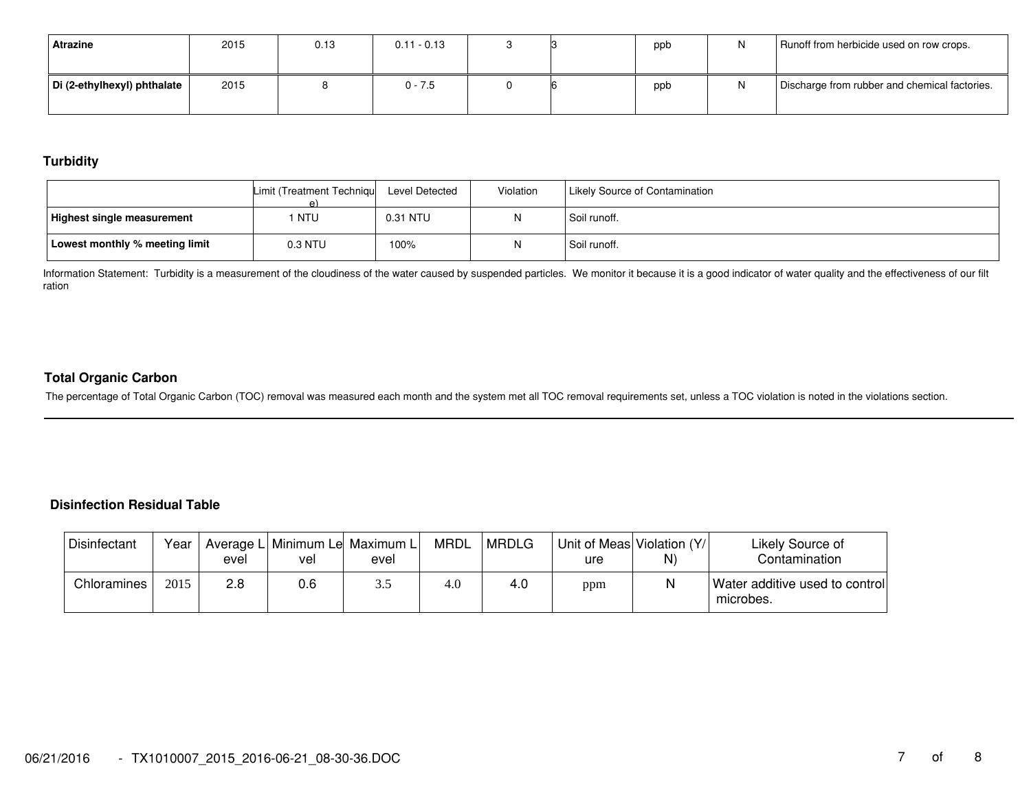| Atrazine | 2015 | 0.13 | 0.11 - 0.13 | 3 | 3 | ppb | N | Runoff from herbicide used on row crops. |
|---|---|---|---|---|---|---|---|---|
| Di (2-ethylhexyl) phthalate | 2015 | 8 | 0 - 7.5 | 0 | 6 | ppb | N | Discharge from rubber and chemical factories. |

### Turbidity

| | Limit (Treatment Technique) | Level Detected | Violation | Likely Source of Contamination |
|---|---|---|---|---|
| **Highest single measurement** | 1 NTU | 0.31 NTU | N | Soil runoff. |
| **Lowest monthly % meeting limit** | 0.3 NTU | 100% | N | Soil runoff. |

Information Statement: Turbidity is a measurement of the cloudiness of the water caused by suspended particles. We monitor it because it is a good indicator of water quality and the effectiveness of our filtration

### Total Organic Carbon

The percentage of Total Organic Carbon (TOC) removal was measured each month and the system met all TOC removal requirements set, unless a TOC violation is noted in the violations section.

### Disinfection Residual Table

| Disinfectant | Year | Average Level | Minimum Level | Maximum Level | MRDL | MRDLG | Unit of Measure | Violation (Y/N) | Likely Source of Contamination |
|---|---|---|---|---|---|---|---|---|---|
| Chloramines | 2015 | 2.8 | 0.6 | 3.5 | 4.0 | 4.0 | ppm | N | Water additive used to control microbes. |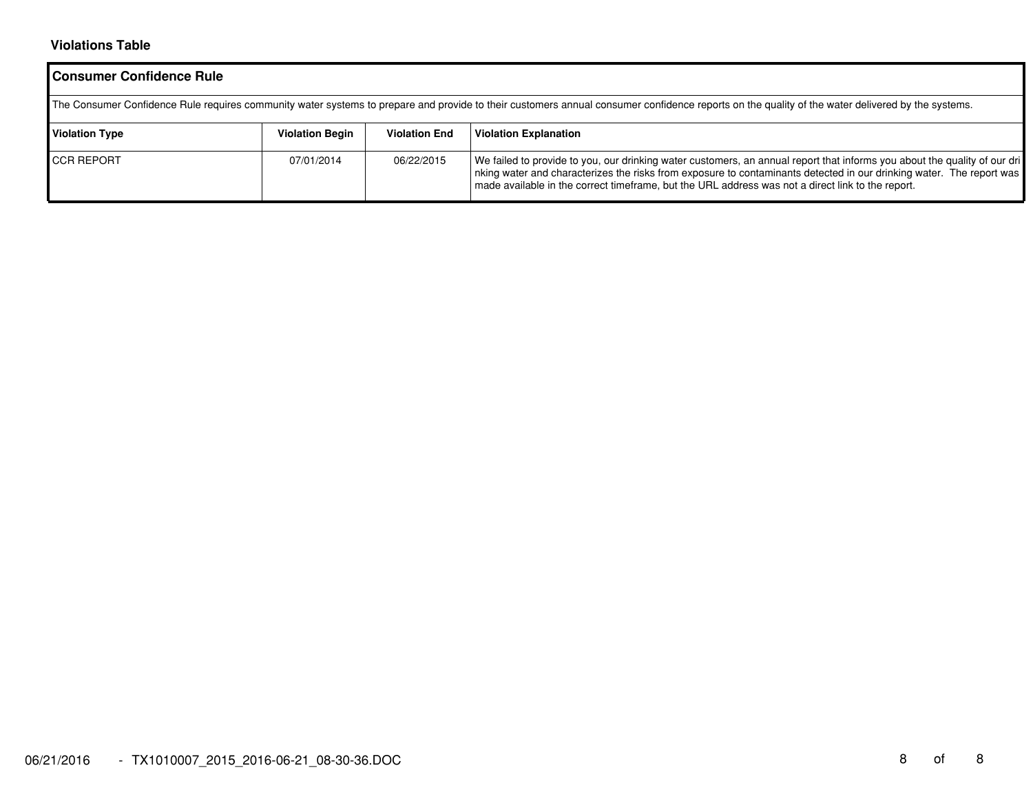## Violations Table

### Consumer Confidence Rule

The Consumer Confidence Rule requires community water systems to prepare and provide to their customers annual consumer confidence reports on the quality of the water delivered by the systems.

| Violation Type | Violation Begin | Violation End | Violation Explanation |
|---|---|---|---|
| CCR REPORT | 07/01/2014 | 06/22/2015 | We failed to provide to you, our drinking water customers, an annual report that informs you about the quality of our drinking water and characterizes the risks from exposure to contaminants detected in our drinking water. The report was made available in the correct timeframe, but the URL address was not a direct link to the report. |